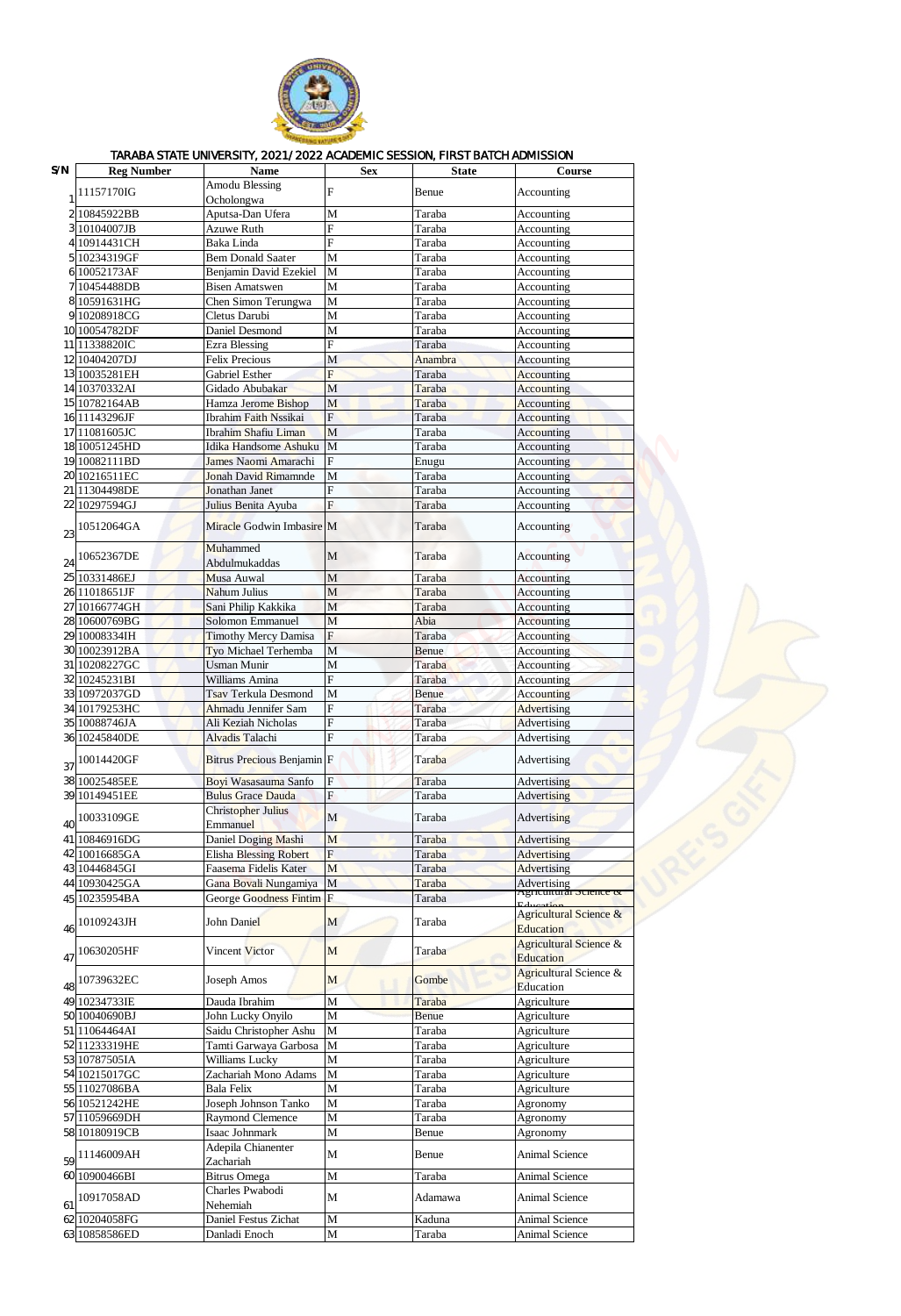# TARABA STATE UNIVERSITY, 2021/2022 ACADEMIC SESSION, FIRST BATCH ADMISSION

| S/N | Reg Number | Name | Sex | State | Course |
|---|---|---|---|---|---|
| 1 | 11157170IG | Amodu Blessing Ocholongwa | F | Benue | Accounting |
| 2 | 10845922BB | Aputsa-Dan Ufera | M | Taraba | Accounting |
| 3 | 10104007JB | Azuwe Ruth | F | Taraba | Accounting |
| 4 | 10914431CH | Baka Linda | F | Taraba | Accounting |
| 5 | 10234319GF | Bem Donald Saater | M | Taraba | Accounting |
| 6 | 10052173AF | Benjamin David Ezekiel | M | Taraba | Accounting |
| 7 | 10454488DB | Bisen Amatswen | M | Taraba | Accounting |
| 8 | 10591631HG | Chen Simon Terungwa | M | Taraba | Accounting |
| 9 | 10208918CG | Cletus Darubi | M | Taraba | Accounting |
| 10 | 10054782DF | Daniel Desmond | M | Taraba | Accounting |
| 11 | 11338820IC | Ezra Blessing | F | Taraba | Accounting |
| 12 | 10404207DJ | Felix Precious | M | Anambra | Accounting |
| 13 | 10035281EH | Gabriel Esther | F | Taraba | Accounting |
| 14 | 10370332AI | Gidado Abubakar | M | Taraba | Accounting |
| 15 | 10782164AB | Hamza Jerome Bishop | M | Taraba | Accounting |
| 16 | 11143296JF | Ibrahim Faith Nssikai | F | Taraba | Accounting |
| 17 | 11081605JC | Ibrahim Shafiu Liman | M | Taraba | Accounting |
| 18 | 10051245HD | Idika Handsome Ashuku | M | Taraba | Accounting |
| 19 | 10082111BD | James Naomi Amarachi | F | Enugu | Accounting |
| 20 | 10216511EC | Jonah David Rimamnde | M | Taraba | Accounting |
| 21 | 11304498DE | Jonathan Janet | F | Taraba | Accounting |
| 22 | 10297594GJ | Julius Benita Ayuba | F | Taraba | Accounting |
| 23 | 10512064GA | Miracle Godwin Imbasire | M | Taraba | Accounting |
| 24 | 10652367DE | Muhammed Abdulmukaddas | M | Taraba | Accounting |
| 25 | 10331486EJ | Musa Auwal | M | Taraba | Accounting |
| 26 | 11018651JF | Nahum Julius | M | Taraba | Accounting |
| 27 | 10166774GH | Sani Philip Kakkika | M | Taraba | Accounting |
| 28 | 10600769BG | Solomon Emmanuel | M | Abia | Accounting |
| 29 | 10008334IH | Timothy Mercy Damisa | F | Taraba | Accounting |
| 30 | 10023912BA | Tyo Michael Terhemba | M | Benue | Accounting |
| 31 | 10208227GC | Usman Munir | M | Taraba | Accounting |
| 32 | 10245231BI | Williams Amina | F | Taraba | Accounting |
| 33 | 10972037GD | Tsav Terkula Desmond | M | Benue | Accounting |
| 34 | 10179253HC | Ahmadu Jennifer Sam | F | Taraba | Advertising |
| 35 | 10088746JA | Ali Keziah Nicholas | F | Taraba | Advertising |
| 36 | 10245840DE | Alvadis Talachi | F | Taraba | Advertising |
| 37 | 10014420GF | Bitrus Precious Benjamin | F | Taraba | Advertising |
| 38 | 10025485EE | Boyi Wasasauma Sanfo | F | Taraba | Advertising |
| 39 | 10149451EE | Bulus Grace Dauda | F | Taraba | Advertising |
| 40 | 10033109GE | Christopher Julius Emmanuel | M | Taraba | Advertising |
| 41 | 10846916DG | Daniel Doging Mashi | M | Taraba | Advertising |
| 42 | 10016685GA | Elisha Blessing Robert | F | Taraba | Advertising |
| 43 | 10446845GI | Faasema Fidelis Kater | M | Taraba | Advertising |
| 44 | 10930425GA | Gana Bovali Nungamiya | M | Taraba | Advertising |
| 45 | 10235954BA | George Goodness Fintim | F | Taraba | Agricultural Science & Education |
| 46 | 10109243JH | John Daniel | M | Taraba | Agricultural Science & Education |
| 47 | 10630205HF | Vincent Victor | M | Taraba | Agricultural Science & Education |
| 48 | 10739632EC | Joseph Amos | M | Gombe | Agricultural Science & Education |
| 49 | 10234733IE | Dauda Ibrahim | M | Taraba | Agriculture |
| 50 | 10040690BJ | John Lucky Onyilo | M | Benue | Agriculture |
| 51 | 11064464AI | Saidu Christopher Ashu | M | Taraba | Agriculture |
| 52 | 11233319HE | Tamti Garwaya Garbosa | M | Taraba | Agriculture |
| 53 | 10787505IA | Williams Lucky | M | Taraba | Agriculture |
| 54 | 10215017GC | Zachariah Mono Adams | M | Taraba | Agriculture |
| 55 | 11027086BA | Bala Felix | M | Taraba | Agriculture |
| 56 | 10521242HE | Joseph Johnson Tanko | M | Taraba | Agronomy |
| 57 | 11059669DH | Raymond Clemence | M | Taraba | Agronomy |
| 58 | 10180919CB | Isaac Johnmark | M | Benue | Agronomy |
| 59 | 11146009AH | Adepila Chianenter Zachariah | M | Benue | Animal Science |
| 60 | 10900466BI | Bitrus Omega | M | Taraba | Animal Science |
| 61 | 10917058AD | Charles Pwabodi Nehemiah | M | Adamawa | Animal Science |
| 62 | 10204058FG | Daniel Festus Zichat | M | Kaduna | Animal Science |
| 63 | 10858586ED | Danladi Enoch | M | Taraba | Animal Science |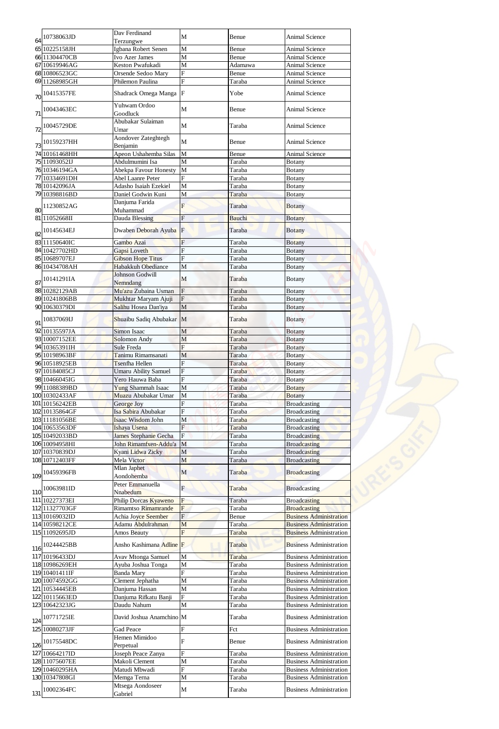| | | | | | |
|---|---|---|---|---|---|
| 64 | 10738063JD | Dav Ferdinand Terzungwe | M | Benue | Animal Science |
| 65 | 10225158JH | Igbana Robert Senen | M | Benue | Animal Science |
| 66 | 11304470CB | Ivo Azer James | M | Benue | Animal Science |
| 67 | 10619946AG | Keston Pwafukadi | M | Adamawa | Animal Science |
| 68 | 10806523GC | Orsende Sedoo Mary | F | Benue | Animal Science |
| 69 | 11268985GH | Philemon Paulina | F | Taraba | Animal Science |
| 70 | 10415357FE | Shadrack Omega Manga | F | Yobe | Animal Science |
| 71 | 10043463EC | Yuhwam Ordoo Goodluck | M | Benue | Animal Science |
| 72 | 10045729DE | Abubakar Sulaiman Umar | M | Taraba | Animal Science |
| 73 | 10159237HH | Aondover Zateghtegh Benjamin | M | Benue | Animal Science |
| 74 | 10161468HH | Apeon Ushahemba Silas | M | Benue | Animal Science |
| 75 | 11093052IJ | Abdulmumini Isa | M | Taraba | Botany |
| 76 | 10346194GA | Abekpa Favour Honesty | M | Taraba | Botany |
| 77 | 10334691DH | Abel Laanre Peter | F | Taraba | Botany |
| 78 | 10142096JA | Adasho Isaiah Ezekiel | M | Taraba | Botany |
| 79 | 10398816BD | Daniel Godwin Kuni | M | Taraba | Botany |
| 80 | 11230852AG | Danjuma Farida Muhammad | F | Taraba | Botany |
| 81 | 11052668II | Dauda Blessing | F | Bauchi | Botany |
| 82 | 10145634EJ | Dwaben Deborah Ayuba | F | Taraba | Botany |
| 83 | 11150640IC | Gambo Azai | F | Taraba | Botany |
| 84 | 10427702HD | Gapsi Loveth | F | Taraba | Botany |
| 85 | 10689707EJ | Gibson Hope Titus | F | Taraba | Botany |
| 86 | 10434708AH | Habakkuh Obediance | M | Taraba | Botany |
| 87 | 10141291IA | Johnson Godwill Nemndang | M | Taraba | Botany |
| 88 | 10282129AB | Mu'azu Zubaina Usman | F | Taraba | Botany |
| 89 | 10241806BB | Mukhtar Maryam Ajuji | F | Taraba | Botany |
| 90 | 10630379DI | Salihu Hosea Dan'iya | M | Taraba | Botany |
| 91 | 10837069IJ | Shuaibu Sadiq Abubakar | M | Taraba | Botany |
| 92 | 10135597JA | Simon Isaac | M | Taraba | Botany |
| 93 | 10007152EE | Solomon Andy | M | Taraba | Botany |
| 94 | 10365391IH | Sule Freda | F | Taraba | Botany |
| 95 | 10198963BF | Tanimu Rimamsanati | M | Taraba | Botany |
| 96 | 10518925EB | Tsenfha Hellen | F | Taraba | Botany |
| 97 | 10184085CJ | Umaru Ability Samuel | F | Taraba | Botany |
| 98 | 10466045IG | Yero Hauwa Baba | F | Taraba | Botany |
| 99 | 11088389BD | Yung Shammah Isaac | M | Taraba | Botany |
| 100 | 10302433AF | Muazu Abubakar Umar | M | Taraba | Botany |
| 101 | 10156242EB | George Joy | F | Taraba | Broadcasting |
| 102 | 10135864GF | Isa Sabira Abubakar | F | Taraba | Broadcasting |
| 103 | 11181056BE | Isaac Wisdom John | M | Taraba | Broadcasting |
| 104 | 10653563DF | Ishaya Usena | F | Taraba | Broadcasting |
| 105 | 10492033BD | James Stephanie Gecha | F | Taraba | Broadcasting |
| 106 | 10094958HI | John Rimamfxen-Addu'a | M | Taraba | Broadcasting |
| 107 | 10370839DJ | Kyani Lidwa Zicky | M | Taraba | Broadcasting |
| 108 | 10712403FF | Mela Victor | M | Taraba | Broadcasting |
| 109 | 10459396FB | Mlan Japhet Aondohemba | M | Taraba | Broadcasting |
| 110 | 10063981ID | Peter Emmanuella Nnabedum | F | Taraba | Broadcasting |
| 111 | 10227373EI | Philip Dorcas Kyaweno | F | Taraba | Broadcasting |
| 112 | 11327703GF | Rimamtso Rimamrande | F | Taraba | Broadcasting |
| 113 | 10169032ID | Achia Joyce Seember | F | Benue | Business Administration |
| 114 | 10598212CE | Adamu Abdulrahman | M | Taraba | Business Administration |
| 115 | 11092695JD | Amos Beauty | F | Taraba | Business Administration |
| 116 | 10244425BB | Ansho Kashimana Adline | F | Taraba | Business Administration |
| 117 | 10196433DJ | Avav Mtonga Samuel | M | Taraba | Business Administration |
| 118 | 10986269EH | Ayuba Joshua Tonga | M | Taraba | Business Administration |
| 119 | 10401411IF | Banda Mary | F | Taraba | Business Administration |
| 120 | 10074592GG | Clement Jephatha | M | Taraba | Business Administration |
| 121 | 10534445EB | Danjuma Hassan | M | Taraba | Business Administration |
| 122 | 10115663ED | Danjuma Rifkatu Banji | F | Taraba | Business Administration |
| 123 | 10642323JG | Daudu Nahum | M | Taraba | Business Administration |
| 124 | 10771725IE | David Joshua Anamchino | M | Taraba | Business Administration |
| 125 | 10080273JF | Gad Peace | F | Fct | Business Administration |
| 126 | 10175548DC | Hemen Mimidoo Perpetual | F | Benue | Business Administration |
| 127 | 10664217ID | Joseph Peace Zanya | F | Taraba | Business Administration |
| 128 | 11075607EE | Makoli Clement | M | Taraba | Business Administration |
| 129 | 10460295HA | Matudi Mbwadi | F | Taraba | Business Administration |
| 130 | 10347808GI | Memga Terna | M | Taraba | Business Administration |
| 131 | 10002364FC | Mtsega Aondoseer Gabriel | M | Taraba | Business Administration |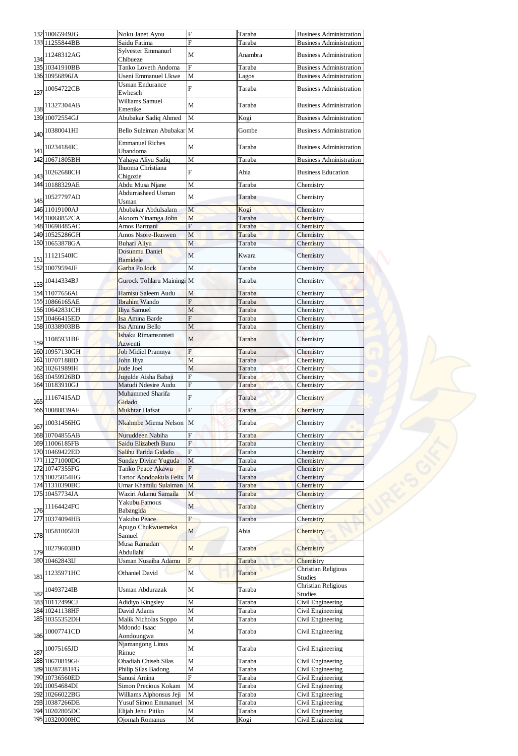| | | | | | |
|---|---|---|---|---|---|
| 132 | 10065949JG | Noku Janet Ayou | F | Taraba | Business Administration |
| 133 | 11255844BB | Saidu Fatima | F | Taraba | Business Administration |
| 134 | 11248312AG | Sylvester Emmanurl Chibueze | M | Anambra | Business Administration |
| 135 | 10341910BB | Tanko Loveth Andoma | F | Taraba | Business Administration |
| 136 | 10956896JA | Useni Emmanuel Ukwe | M | Lagos | Business Administration |
| 137 | 10054722CB | Usman Endurance Ewheseh | F | Taraba | Business Administration |
| 138 | 11327304AB | Williams Samuel Emenike | M | Taraba | Business Administration |
| 139 | 10072554GJ | Abubakar Sadiq Ahmed | M | Kogi | Business Administration |
| 140 | 10380041HI | Bello Suleiman Abubakar | M | Gombe | Business Administration |
| 141 | 10234184IC | Emmanuel Riches Ubandoma | M | Taraba | Business Administration |
| 142 | 10671805BH | Yahaya Aliyu Sadiq | M | Taraba | Business Administration |
| 143 | 10262688CH | Ihuoma Christiana Chigozie | F | Abia | Business Education |
| 144 | 10188329AE | Abdu Musa Njane | M | Taraba | Chemistry |
| 145 | 10527797AD | Abdurrasheed Usman Usman | M | Taraba | Chemistry |
| 146 | 11019100AJ | Abubakar Abdulsalam | M | Kogi | Chemistry |
| 147 | 10068852CA | Akoom Yinamga John | M | Taraba | Chemistry |
| 148 | 10698485AC | Amos Barmani | F | Taraba | Chemistry |
| 149 | 10525286GH | Amos Nsore-Ikuswen | M | Taraba | Chemistry |
| 150 | 10653878GA | Buhari Aliyu | M | Taraba | Chemistry |
| 151 | 11121540IC | Dosunmu Daniel Bamidele | M | Kwara | Chemistry |
| 152 | 10079594JF | Garba Pollock | M | Taraba | Chemistry |
| 153 | 10414334BJ | Gurock Tohlaru Mainingi | M | Taraba | Chemistry |
| 154 | 11077656AI | Hamisu Saleem Audu | M | Taraba | Chemistry |
| 155 | 10866165AE | Ibrahim Wando | F | Taraba | Chemistry |
| 156 | 10642831CH | Iliya Samuel | M | Taraba | Chemistry |
| 157 | 10466415ED | Isa Amina Barde | F | Taraba | Chemistry |
| 158 | 10338903BB | Isa Aminu Bello | M | Taraba | Chemistry |
| 159 | 11085931BF | Ishaku Rimamsonteti Azwenti | M | Taraba | Chemistry |
| 160 | 10957130GH | Job Midiel Pramnya | F | Taraba | Chemistry |
| 161 | 10707188ID | John Iliya | M | Taraba | Chemistry |
| 162 | 10261989IH | Jude Joel | M | Taraba | Chemistry |
| 163 | 10459926BD | Jugulde Aisha Babaji | F | Taraba | Chemistry |
| 164 | 10183910GJ | Matudi Ndesire Audu | F | Taraba | Chemistry |
| 165 | 11167415AD | Muhammed Sharifa Gidado | F | Taraba | Chemistry |
| 166 | 10088839AF | Mukhtar Hafsat | F | Taraba | Chemistry |
| 167 | 10031456HG | Nkahmbe Miema Nelson | M | Taraba | Chemistry |
| 168 | 10704855AB | Nuruddeen Nabiha | F | Taraba | Chemistry |
| 169 | 11006185FB | Saidu Elizabeth Bunu | F | Taraba | Chemistry |
| 170 | 10469422ED | Salihu Farida Gidado | F | Taraba | Chemistry |
| 171 | 11271000DG | Sunday Divine Yuguda | M | Taraba | Chemistry |
| 172 | 10747355FG | Tanko Peace Akawu | F | Taraba | Chemistry |
| 173 | 10025054HG | Tartor Aondoakula Felix | M | Taraba | Chemistry |
| 174 | 11310390BC | Umar Khamilu Sulaiman | M | Taraba | Chemistry |
| 175 | 10457734JA | Waziri Adamu Samaila | M | Taraba | Chemistry |
| 176 | 11164424FC | Yakubu Famous Babangida | M | Taraba | Chemistry |
| 177 | 10374094HB | Yakubu Peace | F | Taraba | Chemistry |
| 178 | 10581005EB | Apugo Chukwuemeka Samuel | M | Abia | Chemistry |
| 179 | 10279603BD | Musa Ramadan Abdullahi | M | Taraba | Chemistry |
| 180 | 10462843IJ | Usman Nusaiba Adamu | F | Taraba | Chemistry |
| 181 | 11235971HC | Othaniel David | M | Taraba | Christian Religious Studies |
| 182 | 10493724IB | Usman Abdurazak | M | Taraba | Christian Religious Studies |
| 183 | 10112499CJ | Adidiyo Kingsley | M | Taraba | Civil Engineering |
| 184 | 10241138HF | David Adams | M | Taraba | Civil Engineering |
| 185 | 10355352DH | Malik Nicholas Soppo | M | Taraba | Civil Engineering |
| 186 | 10007741CD | Mdondo Isaac Aondoungwa | M | Taraba | Civil Engineering |
| 187 | 10075165JD | Njamangong Linus Rimue | M | Taraba | Civil Engineering |
| 188 | 10670819GF | Obadiah Chiseh Silas | M | Taraba | Civil Engineering |
| 189 | 10287381FG | Philip Silas Badong | M | Taraba | Civil Engineering |
| 190 | 10736560ED | Sanusi Amina | F | Taraba | Civil Engineering |
| 191 | 10054684DI | Simon Precious Kokam | M | Taraba | Civil Engineering |
| 192 | 10266022BG | Williams Alphonsus Jeji | M | Taraba | Civil Engineering |
| 193 | 10387266DE | Yusuf Simon Emmanuel | M | Taraba | Civil Engineering |
| 194 | 10202805DC | Elijah Jehu Pitiko | M | Taraba | Civil Engineering |
| 195 | 10320000HC | Ojomah Romanus | M | Kogi | Civil Engineering |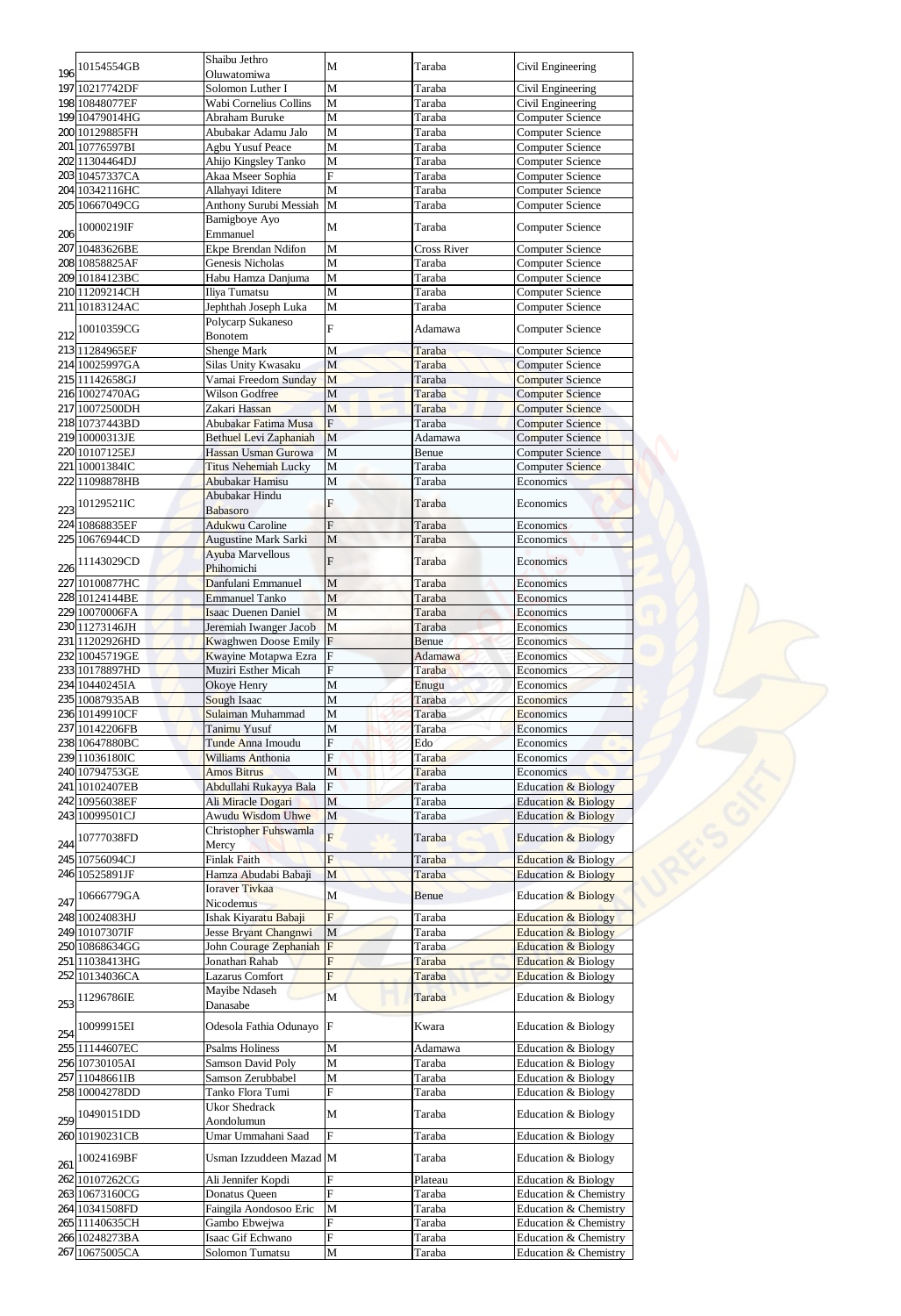| | | | | | |
|---|---|---|---|---|---|
| 196 | 10154554GB | Shaibu Jethro Oluwatomiwa | M | Taraba | Civil Engineering |
| 197 | 10217742DF | Solomon Luther I | M | Taraba | Civil Engineering |
| 198 | 10848077EF | Wabi Cornelius Collins | M | Taraba | Civil Engineering |
| 199 | 10479014HG | Abraham Buruke | M | Taraba | Computer Science |
| 200 | 10129885FH | Abubakar Adamu Jalo | M | Taraba | Computer Science |
| 201 | 10776597BI | Agbu Yusuf Peace | M | Taraba | Computer Science |
| 202 | 11304464DJ | Ahijo Kingsley Tanko | M | Taraba | Computer Science |
| 203 | 10457337CA | Akaa Mseer Sophia | F | Taraba | Computer Science |
| 204 | 10342116HC | Allahyayi Iditere | M | Taraba | Computer Science |
| 205 | 10667049CG | Anthony Surubi Messiah | M | Taraba | Computer Science |
| 206 | 10000219IF | Bamigboye Ayo Emmanuel | M | Taraba | Computer Science |
| 207 | 10483626BE | Ekpe Brendan Ndifon | M | Cross River | Computer Science |
| 208 | 10858825AF | Genesis Nicholas | M | Taraba | Computer Science |
| 209 | 10184123BC | Habu Hamza Danjuma | M | Taraba | Computer Science |
| 210 | 11209214CH | Iliya Tumatsu | M | Taraba | Computer Science |
| 211 | 10183124AC | Jephthah Joseph Luka | M | Taraba | Computer Science |
| 212 | 10010359CG | Polycarp Sukaneso Bonotem | F | Adamawa | Computer Science |
| 213 | 11284965EF | Shenge Mark | M | Taraba | Computer Science |
| 214 | 10025997GA | Silas Unity Kwasaku | M | Taraba | Computer Science |
| 215 | 11142658GJ | Vamai Freedom Sunday | M | Taraba | Computer Science |
| 216 | 10027470AG | Wilson Godfree | M | Taraba | Computer Science |
| 217 | 10072500DH | Zakari Hassan | M | Taraba | Computer Science |
| 218 | 10737443BD | Abubakar Fatima Musa | F | Taraba | Computer Science |
| 219 | 10000313JE | Bethuel Levi Zaphaniah | M | Adamawa | Computer Science |
| 220 | 10107125EJ | Hassan Usman Gurowa | M | Benue | Computer Science |
| 221 | 10001384IC | Titus Nehemiah Lucky | M | Taraba | Computer Science |
| 222 | 11098878HB | Abubakar Hamisu | M | Taraba | Economics |
| 223 | 10129521IC | Abubakar Hindu Babasoro | F | Taraba | Economics |
| 224 | 10868835EF | Adukwu Caroline | F | Taraba | Economics |
| 225 | 10676944CD | Augustine Mark Sarki | M | Taraba | Economics |
| 226 | 11143029CD | Ayuba Marvellous Phihomichi | F | Taraba | Economics |
| 227 | 10100877HC | Danfulani Emmanuel | M | Taraba | Economics |
| 228 | 10124144BE | Emmanuel Tanko | M | Taraba | Economics |
| 229 | 10070006FA | Isaac Duenen Daniel | M | Taraba | Economics |
| 230 | 11273146JH | Jeremiah Iwanger Jacob | M | Taraba | Economics |
| 231 | 11202926HD | Kwaghwen Doose Emily | F | Benue | Economics |
| 232 | 10045719GE | Kwayine Motapwa Ezra | F | Adamawa | Economics |
| 233 | 10178897HD | Muziri Esther Micah | F | Taraba | Economics |
| 234 | 10440245IA | Okoye Henry | M | Enugu | Economics |
| 235 | 10087935AB | Sough Isaac | M | Taraba | Economics |
| 236 | 10149910CF | Sulaiman Muhammad | M | Taraba | Economics |
| 237 | 10142206FB | Tanimu Yusuf | M | Taraba | Economics |
| 238 | 10647880BC | Tunde Anna Imoudu | F | Edo | Economics |
| 239 | 11036180IC | Williams Anthonia | F | Taraba | Economics |
| 240 | 10794753GE | Amos Bitrus | M | Taraba | Economics |
| 241 | 10102407EB | Abdullahi Rukayya Bala | F | Taraba | Education & Biology |
| 242 | 10956038EF | Ali Miracle Dogari | M | Taraba | Education & Biology |
| 243 | 10099501CJ | Awudu Wisdom Uhwe | M | Taraba | Education & Biology |
| 244 | 10777038FD | Christopher Fuhswamla Mercy | F | Taraba | Education & Biology |
| 245 | 10756094CJ | Finlak Faith | F | Taraba | Education & Biology |
| 246 | 10525891JF | Hamza Abudabi Babaji | M | Taraba | Education & Biology |
| 247 | 10666779GA | Ioraver Tivkaa Nicodemus | M | Benue | Education & Biology |
| 248 | 10024083HJ | Ishak Kiyaratu Babaji | F | Taraba | Education & Biology |
| 249 | 10107307IF | Jesse Bryant Changnwi | M | Taraba | Education & Biology |
| 250 | 10868634GG | John Courage Zephaniah | F | Taraba | Education & Biology |
| 251 | 11038413HG | Jonathan Rahab | F | Taraba | Education & Biology |
| 252 | 10134036CA | Lazarus Comfort | F | Taraba | Education & Biology |
| 253 | 11296786IE | Mayibe Ndaseh Danasabe | M | Taraba | Education & Biology |
| 254 | 10099915EI | Odesola Fathia Odunayo | F | Kwara | Education & Biology |
| 255 | 11144607EC | Psalms Holiness | M | Adamawa | Education & Biology |
| 256 | 10730105AI | Samson David Poly | M | Taraba | Education & Biology |
| 257 | 11048661IB | Samson Zerubbabel | M | Taraba | Education & Biology |
| 258 | 10004278DD | Tanko Flora Tumi | F | Taraba | Education & Biology |
| 259 | 10490151DD | Ukor Shedrack Aondolumun | M | Taraba | Education & Biology |
| 260 | 10190231CB | Umar Ummahani Saad | F | Taraba | Education & Biology |
| 261 | 10024169BF | Usman Izzuddeen Mazad | M | Taraba | Education & Biology |
| 262 | 10107262CG | Ali Jennifer Kopdi | F | Plateau | Education & Biology |
| 263 | 10673160CG | Donatus Queen | F | Taraba | Education & Chemistry |
| 264 | 10341508FD | Faingila Aondosoo Eric | M | Taraba | Education & Chemistry |
| 265 | 11140635CH | Gambo Ebwejwa | F | Taraba | Education & Chemistry |
| 266 | 10248273BA | Isaac Gif Echwano | F | Taraba | Education & Chemistry |
| 267 | 10675005CA | Solomon Tumatsu | M | Taraba | Education & Chemistry |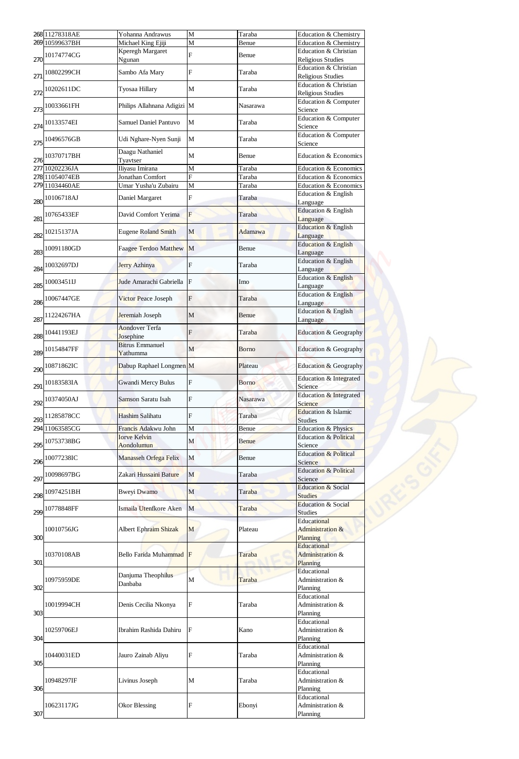| | | | | |
|---|---|---|---|---|
| 268 | 11278318AE | Yohanna Andrawus | M | Taraba | Education & Chemistry |
| 269 | 10599637BH | Michael King Ejiji | M | Benue | Education & Chemistry |
| 270 | 10174774CG | Kperegh Margaret Ngunan | F | Benue | Education & Christian Religious Studies |
| 271 | 10802299CH | Sambo Afa Mary | F | Taraba | Education & Christian Religious Studies |
| 272 | 10202611DC | Tyosaa Hillary | M | Taraba | Education & Christian Religious Studies |
| 273 | 10033661FH | Philips Allahnana Adigizi | M | Nasarawa | Education & Computer Science |
| 274 | 10133574EI | Samuel Daniel Pantuvo | M | Taraba | Education & Computer Science |
| 275 | 10496576GB | Udi Nghare-Nyen Sunji | M | Taraba | Education & Computer Science |
| 276 | 10370717BH | Daagu Nathaniel Tyavtser | M | Benue | Education & Economics |
| 277 | 10202236JA | Iliyasu Imirana | M | Taraba | Education & Economics |
| 278 | 11054074EB | Jonathan Comfort | F | Taraba | Education & Economics |
| 279 | 11034460AE | Umar Yusha'u Zubairu | M | Taraba | Education & Economics |
| 280 | 10106718AJ | Daniel Margaret | F | Taraba | Education & English Language |
| 281 | 10765433EF | David Comfort Yerima | F | Taraba | Education & English Language |
| 282 | 10215137JA | Eugene Roland Smith | M | Adamawa | Education & English Language |
| 283 | 10091180GD | Faagee Terdoo Matthew | M | Benue | Education & English Language |
| 284 | 10032697DJ | Jerry Azhinya | F | Taraba | Education & English Language |
| 285 | 10003451IJ | Jude Amarachi Gabriella | F | Imo | Education & English Language |
| 286 | 10067447GE | Victor Peace Joseph | F | Taraba | Education & English Language |
| 287 | 11224267HA | Jeremiah Joseph | M | Benue | Education & English Language |
| 288 | 10441193EJ | Aondover Terfa Josephine | F | Taraba | Education & Geography |
| 289 | 10154847FF | Bitrus Emmanuel Yathumma | M | Borno | Education & Geography |
| 290 | 10871862IC | Dabup Raphael Longmen | M | Plateau | Education & Geography |
| 291 | 10183583IA | Gwandi Mercy Bulus | F | Borno | Education & Integrated Science |
| 292 | 10374050AJ | Samson Saratu Isah | F | Nasarawa | Education & Integrated Science |
| 293 | 11285878CC | Hashim Salihatu | F | Taraba | Education & Islamic Studies |
| 294 | 11063585CG | Francis Adakwu John | M | Benue | Education & Physics |
| 295 | 10753738BG | Iorve Kelvin Aondolumun | M | Benue | Education & Political Science |
| 296 | 10077238IC | Manasseh Orfega Felix | M | Benue | Education & Political Science |
| 297 | 10098697BG | Zakari Hussaini Bature | M | Taraba | Education & Political Science |
| 298 | 10974251BH | Bweyi Dwamo | M | Taraba | Education & Social Studies |
| 299 | 10778848FF | Ismaila Utenfkore Aken | M | Taraba | Education & Social Studies |
| 300 | 10010756JG | Albert Ephraim Shizak | M | Plateau | Educational Administration & Planning |
| 301 | 10370108AB | Bello Farida Muhammad | F | Taraba | Educational Administration & Planning |
| 302 | 10975959DE | Danjuma Theophilus Danbaba | M | Taraba | Educational Administration & Planning |
| 303 | 10019994CH | Denis Cecilia Nkonya | F | Taraba | Educational Administration & Planning |
| 304 | 10259706EJ | Ibrahim Rashida Dahiru | F | Kano | Educational Administration & Planning |
| 305 | 10440031ED | Jauro Zainab Aliyu | F | Taraba | Educational Administration & Planning |
| 306 | 10948297IF | Livinus Joseph | M | Taraba | Educational Administration & Planning |
| 307 | 10623117JG | Okor Blessing | F | Ebonyi | Educational Administration & Planning |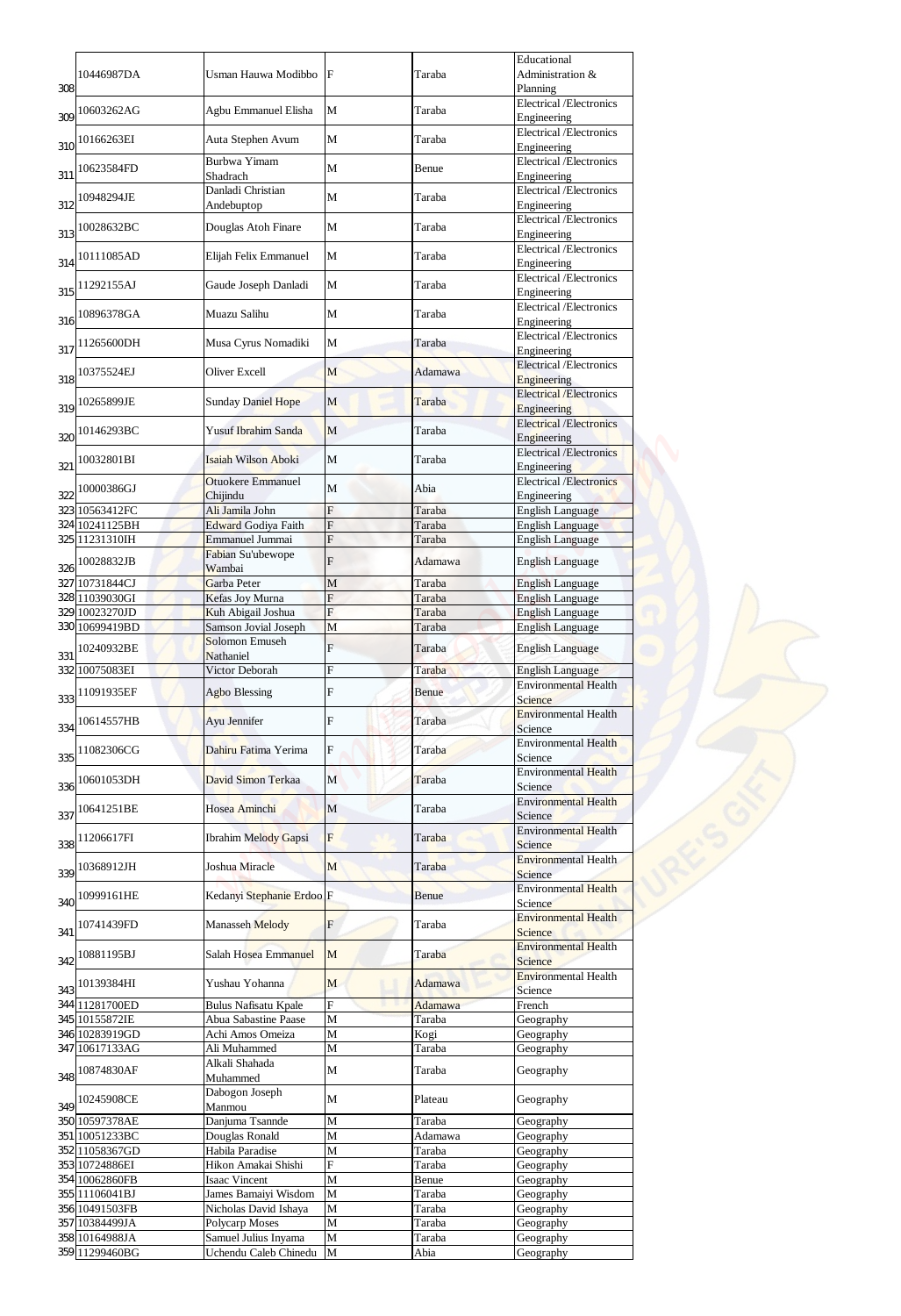| | | | | | |
|---|---|---|---|---|---|
| 308 | 10446987DA | Usman Hauwa Modibbo | F | Taraba | Educational Administration & Planning |
| 309 | 10603262AG | Agbu Emmanuel Elisha | M | Taraba | Electrical /Electronics Engineering |
| 310 | 10166263EI | Auta Stephen Avum | M | Taraba | Electrical /Electronics Engineering |
| 311 | 10623584FD | Burbwa Yimam Shadrach | M | Benue | Electrical /Electronics Engineering |
| 312 | 10948294JE | Danladi Christian Andebuptop | M | Taraba | Electrical /Electronics Engineering |
| 313 | 10028632BC | Douglas Atoh Finare | M | Taraba | Electrical /Electronics Engineering |
| 314 | 10111085AD | Elijah Felix Emmanuel | M | Taraba | Electrical /Electronics Engineering |
| 315 | 11292155AJ | Gaude Joseph Danladi | M | Taraba | Electrical /Electronics Engineering |
| 316 | 10896378GA | Muazu Salihu | M | Taraba | Electrical /Electronics Engineering |
| 317 | 11265600DH | Musa Cyrus Nomadiki | M | Taraba | Electrical /Electronics Engineering |
| 318 | 10375524EJ | Oliver Excell | M | Adamawa | Electrical /Electronics Engineering |
| 319 | 10265899JE | Sunday Daniel Hope | M | Taraba | Electrical /Electronics Engineering |
| 320 | 10146293BC | Yusuf Ibrahim Sanda | M | Taraba | Electrical /Electronics Engineering |
| 321 | 10032801BI | Isaiah Wilson Aboki | M | Taraba | Electrical /Electronics Engineering |
| 322 | 10000386GJ | Otuokere Emmanuel Chijindu | M | Abia | Electrical /Electronics Engineering |
| 323 | 10563412FC | Ali Jamila John | F | Taraba | English Language |
| 324 | 10241125BH | Edward Godiya Faith | F | Taraba | English Language |
| 325 | 11231310IH | Emmanuel Jummai | F | Taraba | English Language |
| 326 | 10028832JB | Fabian Su'ubewope Wambai | F | Adamawa | English Language |
| 327 | 10731844CJ | Garba Peter | M | Taraba | English Language |
| 328 | 11039030GI | Kefas Joy Murna | F | Taraba | English Language |
| 329 | 10023270JD | Kuh Abigail Joshua | F | Taraba | English Language |
| 330 | 10699419BD | Samson Jovial Joseph | M | Taraba | English Language |
| 331 | 10240932BE | Solomon Emuseh Nathaniel | F | Taraba | English Language |
| 332 | 10075083EI | Victor Deborah | F | Taraba | English Language |
| 333 | 11091935EF | Agbo Blessing | F | Benue | Environmental Health Science |
| 334 | 10614557HB | Ayu Jennifer | F | Taraba | Environmental Health Science |
| 335 | 11082306CG | Dahiru Fatima Yerima | F | Taraba | Environmental Health Science |
| 336 | 10601053DH | David Simon Terkaa | M | Taraba | Environmental Health Science |
| 337 | 10641251BE | Hosea Aminchi | M | Taraba | Environmental Health Science |
| 338 | 11206617FI | Ibrahim Melody Gapsi | F | Taraba | Environmental Health Science |
| 339 | 10368912JH | Joshua Miracle | M | Taraba | Environmental Health Science |
| 340 | 10999161HE | Kedanyi Stephanie Erdoo | F | Benue | Environmental Health Science |
| 341 | 10741439FD | Manasseh Melody | F | Taraba | Environmental Health Science |
| 342 | 10881195BJ | Salah Hosea Emmanuel | M | Taraba | Environmental Health Science |
| 343 | 10139384HI | Yushau Yohanna | M | Adamawa | Environmental Health Science |
| 344 | 11281700ED | Bulus Nafisatu Kpale | F | Adamawa | French |
| 345 | 10155872IE | Abua Sabastine Paase | M | Taraba | Geography |
| 346 | 10283919GD | Achi Amos Omeiza | M | Kogi | Geography |
| 347 | 10617133AG | Ali Muhammed | M | Taraba | Geography |
| 348 | 10874830AF | Alkali Shahada Muhammed | M | Taraba | Geography |
| 349 | 10245908CE | Dabogon Joseph Manmou | M | Plateau | Geography |
| 350 | 10597378AE | Danjuma Tsannde | M | Taraba | Geography |
| 351 | 10051233BC | Douglas Ronald | M | Adamawa | Geography |
| 352 | 11058367GD | Habila Paradise | M | Taraba | Geography |
| 353 | 10724886EI | Hikon Amakai Shishi | F | Taraba | Geography |
| 354 | 10062860FB | Isaac Vincent | M | Benue | Geography |
| 355 | 11106041BJ | James Bamaiyi Wisdom | M | Taraba | Geography |
| 356 | 10491503FB | Nicholas David Ishaya | M | Taraba | Geography |
| 357 | 10384499JA | Polycarp Moses | M | Taraba | Geography |
| 358 | 10164988JA | Samuel Julius Inyama | M | Taraba | Geography |
| 359 | 11299460BG | Uchendu Caleb Chinedu | M | Abia | Geography |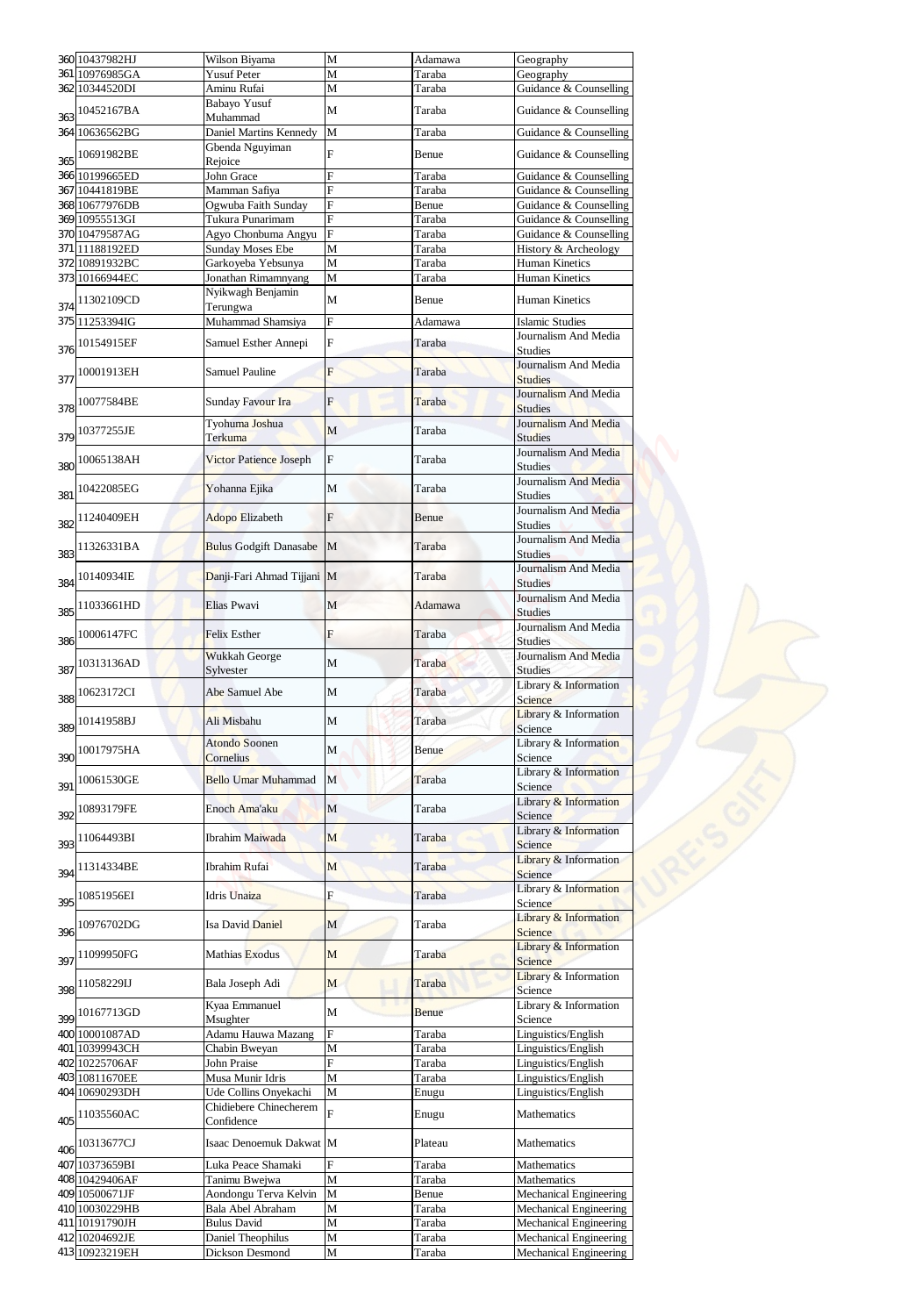| | | | | | |
|---|---|---|---|---|---|
| 360 | 10437982HJ | Wilson Biyama | M | Adamawa | Geography |
| 361 | 10976985GA | Yusuf Peter | M | Taraba | Geography |
| 362 | 10344520DI | Aminu Rufai | M | Taraba | Guidance & Counselling |
| 363 | 10452167BA | Babayo Yusuf Muhammad | M | Taraba | Guidance & Counselling |
| 364 | 10636562BG | Daniel Martins Kennedy | M | Taraba | Guidance & Counselling |
| 365 | 10691982BE | Gbenda Nguyiman Rejoice | F | Benue | Guidance & Counselling |
| 366 | 10199665ED | John Grace | F | Taraba | Guidance & Counselling |
| 367 | 10441819BE | Mamman Safiya | F | Taraba | Guidance & Counselling |
| 368 | 10677976DB | Ogwuba Faith Sunday | F | Benue | Guidance & Counselling |
| 369 | 10955513GI | Tukura Punarimam | F | Taraba | Guidance & Counselling |
| 370 | 10479587AG | Agyo Chonbuma Angyu | F | Taraba | Guidance & Counselling |
| 371 | 11188192ED | Sunday Moses Ebe | M | Taraba | History & Archeology |
| 372 | 10891932BC | Garkoyeba Yebsunya | M | Taraba | Human Kinetics |
| 373 | 10166944EC | Jonathan Rimamnyang | M | Taraba | Human Kinetics |
| 374 | 11302109CD | Nyikwagh Benjamin Terungwa | M | Benue | Human Kinetics |
| 375 | 11253394IG | Muhammad Shamsiya | F | Adamawa | Islamic Studies |
| 376 | 10154915EF | Samuel Esther Annepi | F | Taraba | Journalism And Media Studies |
| 377 | 10001913EH | Samuel Pauline | F | Taraba | Journalism And Media Studies |
| 378 | 10077584BE | Sunday Favour Ira | F | Taraba | Journalism And Media Studies |
| 379 | 10377255JE | Tyohuma Joshua Terkuma | M | Taraba | Journalism And Media Studies |
| 380 | 10065138AH | Victor Patience Joseph | F | Taraba | Journalism And Media Studies |
| 381 | 10422085EG | Yohanna Ejika | M | Taraba | Journalism And Media Studies |
| 382 | 11240409EH | Adopo Elizabeth | F | Benue | Journalism And Media Studies |
| 383 | 11326331BA | Bulus Godgift Danasabe | M | Taraba | Journalism And Media Studies |
| 384 | 10140934IE | Danji-Fari Ahmad Tijjani | M | Taraba | Journalism And Media Studies |
| 385 | 11033661HD | Elias Pwavi | M | Adamawa | Journalism And Media Studies |
| 386 | 10006147FC | Felix Esther | F | Taraba | Journalism And Media Studies |
| 387 | 10313136AD | Wukkah George Sylvester | M | Taraba | Journalism And Media Studies |
| 388 | 10623172CI | Abe Samuel Abe | M | Taraba | Library & Information Science |
| 389 | 10141958BJ | Ali Misbahu | M | Taraba | Library & Information Science |
| 390 | 10017975HA | Atondo Soonen Cornelius | M | Benue | Library & Information Science |
| 391 | 10061530GE | Bello Umar Muhammad | M | Taraba | Library & Information Science |
| 392 | 10893179FE | Enoch Ama'aku | M | Taraba | Library & Information Science |
| 393 | 11064493BI | Ibrahim Maiwada | M | Taraba | Library & Information Science |
| 394 | 11314334BE | Ibrahim Rufai | M | Taraba | Library & Information Science |
| 395 | 10851956EI | Idris Unaiza | F | Taraba | Library & Information Science |
| 396 | 10976702DG | Isa David Daniel | M | Taraba | Library & Information Science |
| 397 | 11099950FG | Mathias Exodus | M | Taraba | Library & Information Science |
| 398 | 11058229IJ | Bala Joseph Adi | M | Taraba | Library & Information Science |
| 399 | 10167713GD | Kyaa Emmanuel Msughter | M | Benue | Library & Information Science |
| 400 | 10001087AD | Adamu Hauwa Mazang | F | Taraba | Linguistics/English |
| 401 | 10399943CH | Chabin Bweyan | M | Taraba | Linguistics/English |
| 402 | 10225706AF | John Praise | F | Taraba | Linguistics/English |
| 403 | 10811670EE | Musa Munir Idris | M | Taraba | Linguistics/English |
| 404 | 10690293DH | Ude Collins Onyekachi | M | Enugu | Linguistics/English |
| 405 | 11035560AC | Chidiebere Chinecherem Confidence | F | Enugu | Mathematics |
| 406 | 10313677CJ | Isaac Denoemuk Dakwat | M | Plateau | Mathematics |
| 407 | 10373659BI | Luka Peace Shamaki | F | Taraba | Mathematics |
| 408 | 10429406AF | Tanimu Bwejwa | M | Taraba | Mathematics |
| 409 | 10500671JF | Aondongu Terva Kelvin | M | Benue | Mechanical Engineering |
| 410 | 10030229HB | Bala Abel Abraham | M | Taraba | Mechanical Engineering |
| 411 | 10191790JH | Bulus David | M | Taraba | Mechanical Engineering |
| 412 | 10204692JE | Daniel Theophilus | M | Taraba | Mechanical Engineering |
| 413 | 10923219EH | Dickson Desmond | M | Taraba | Mechanical Engineering |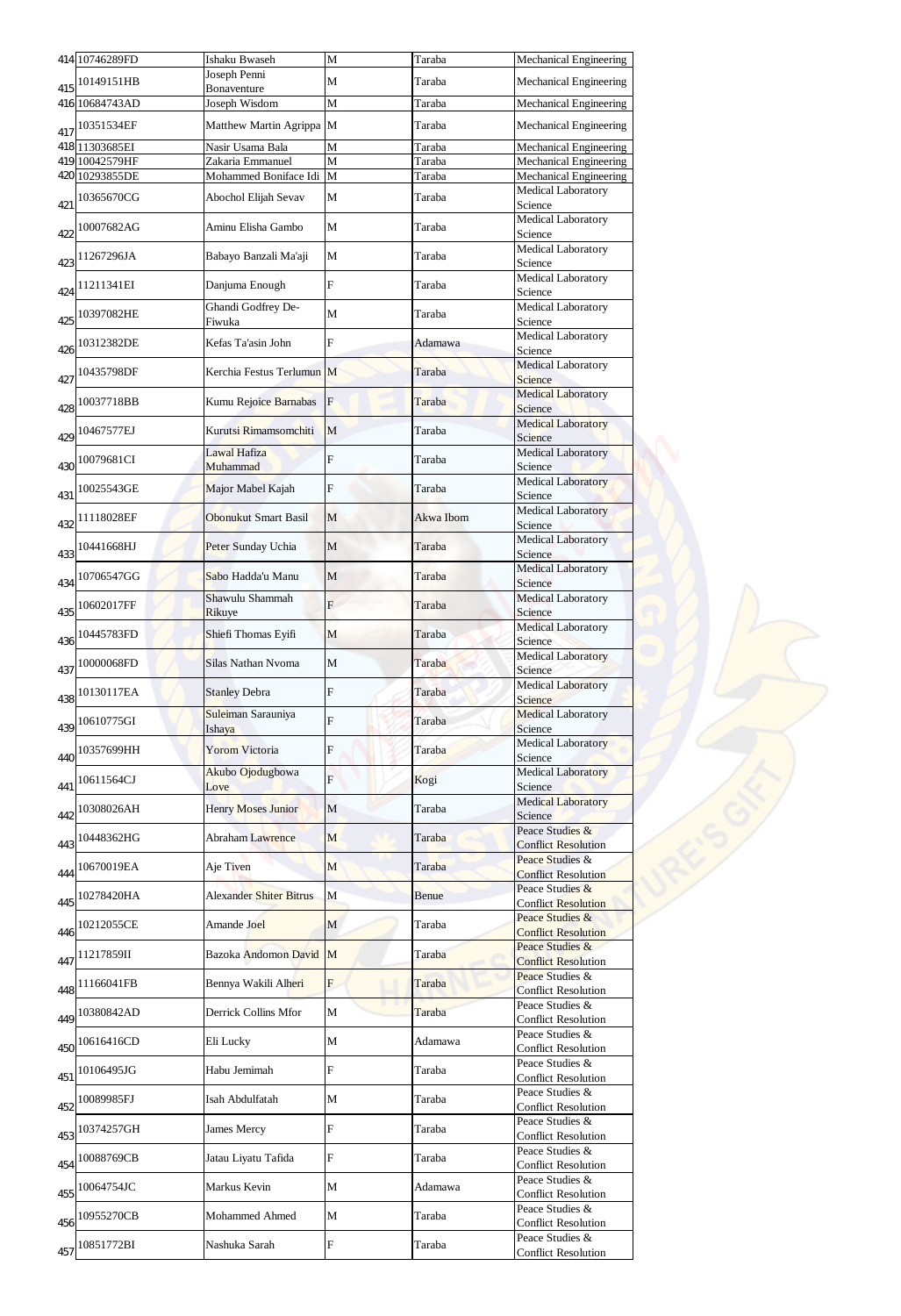| | | | | | |
|---|---|---|---|---|---|
| 414 | 10746289FD | Ishaku Bwaseh | M | Taraba | Mechanical Engineering |
| 415 | 10149151HB | Joseph Penni Bonaventure | M | Taraba | Mechanical Engineering |
| 416 | 10684743AD | Joseph Wisdom | M | Taraba | Mechanical Engineering |
| 417 | 10351534EF | Matthew Martin Agrippa | M | Taraba | Mechanical Engineering |
| 418 | 11303685EI | Nasir Usama Bala | M | Taraba | Mechanical Engineering |
| 419 | 10042579HF | Zakaria Emmanuel | M | Taraba | Mechanical Engineering |
| 420 | 10293855DE | Mohammed Boniface Idi | M | Taraba | Mechanical Engineering |
| 421 | 10365670CG | Abochol Elijah Sevav | M | Taraba | Medical Laboratory Science |
| 422 | 10007682AG | Aminu Elisha Gambo | M | Taraba | Medical Laboratory Science |
| 423 | 11267296JA | Babayo Banzali Ma'aji | M | Taraba | Medical Laboratory Science |
| 424 | 11211341EI | Danjuma Enough | F | Taraba | Medical Laboratory Science |
| 425 | 10397082HE | Ghandi Godfrey De-Fiwuka | M | Taraba | Medical Laboratory Science |
| 426 | 10312382DE | Kefas Ta'asin John | F | Adamawa | Medical Laboratory Science |
| 427 | 10435798DF | Kerchia Festus Terlumun | M | Taraba | Medical Laboratory Science |
| 428 | 10037718BB | Kumu Rejoice Barnabas | F | Taraba | Medical Laboratory Science |
| 429 | 10467577EJ | Kurutsi Rimamsomchiti | M | Taraba | Medical Laboratory Science |
| 430 | 10079681CI | Lawal Hafiza Muhammad | F | Taraba | Medical Laboratory Science |
| 431 | 10025543GE | Major Mabel Kajah | F | Taraba | Medical Laboratory Science |
| 432 | 11118028EF | Obonukut Smart Basil | M | Akwa Ibom | Medical Laboratory Science |
| 433 | 10441668HJ | Peter Sunday Uchia | M | Taraba | Medical Laboratory Science |
| 434 | 10706547GG | Sabo Hadda'u Manu | M | Taraba | Medical Laboratory Science |
| 435 | 10602017FF | Shawulu Shammah Rikuye | F | Taraba | Medical Laboratory Science |
| 436 | 10445783FD | Shiefi Thomas Eyifi | M | Taraba | Medical Laboratory Science |
| 437 | 10000068FD | Silas Nathan Nvoma | M | Taraba | Medical Laboratory Science |
| 438 | 10130117EA | Stanley Debra | F | Taraba | Medical Laboratory Science |
| 439 | 10610775GI | Suleiman Sarauniya Ishaya | F | Taraba | Medical Laboratory Science |
| 440 | 10357699HH | Yorom Victoria | F | Taraba | Medical Laboratory Science |
| 441 | 10611564CJ | Akubo Ojodugbowa Love | F | Kogi | Medical Laboratory Science |
| 442 | 10308026AH | Henry Moses Junior | M | Taraba | Medical Laboratory Science |
| 443 | 10448362HG | Abraham Lawrence | M | Taraba | Peace Studies & Conflict Resolution |
| 444 | 10670019EA | Aje Tiven | M | Taraba | Peace Studies & Conflict Resolution |
| 445 | 10278420HA | Alexander Shiter Bitrus | M | Benue | Peace Studies & Conflict Resolution |
| 446 | 10212055CE | Amande Joel | M | Taraba | Peace Studies & Conflict Resolution |
| 447 | 11217859II | Bazoka Andomon David | M | Taraba | Peace Studies & Conflict Resolution |
| 448 | 11166041FB | Bennya Wakili Alheri | F | Taraba | Peace Studies & Conflict Resolution |
| 449 | 10380842AD | Derrick Collins Mfor | M | Taraba | Peace Studies & Conflict Resolution |
| 450 | 10616416CD | Eli Lucky | M | Adamawa | Peace Studies & Conflict Resolution |
| 451 | 10106495JG | Habu Jemimah | F | Taraba | Peace Studies & Conflict Resolution |
| 452 | 10089985FJ | Isah Abdulfatah | M | Taraba | Peace Studies & Conflict Resolution |
| 453 | 10374257GH | James Mercy | F | Taraba | Peace Studies & Conflict Resolution |
| 454 | 10088769CB | Jatau Liyatu Tafida | F | Taraba | Peace Studies & Conflict Resolution |
| 455 | 10064754JC | Markus Kevin | M | Adamawa | Peace Studies & Conflict Resolution |
| 456 | 10955270CB | Mohammed Ahmed | M | Taraba | Peace Studies & Conflict Resolution |
| 457 | 10851772BI | Nashuka Sarah | F | Taraba | Peace Studies & Conflict Resolution |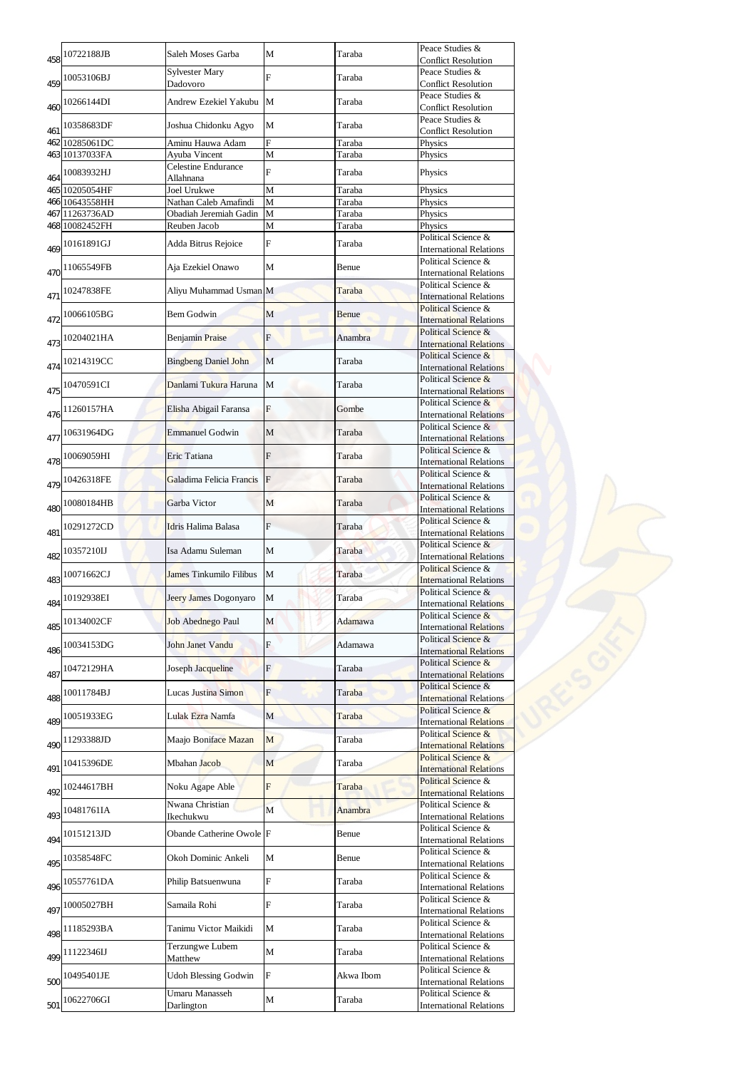| | | | | | |
|---|---|---|---|---|---|
| 458 | 10722188JB | Saleh Moses Garba | M | Taraba | Peace Studies & Conflict Resolution |
| 459 | 10053106BJ | Sylvester Mary Dadovoro | F | Taraba | Peace Studies & Conflict Resolution |
| 460 | 10266144DI | Andrew Ezekiel Yakubu | M | Taraba | Peace Studies & Conflict Resolution |
| 461 | 10358683DF | Joshua Chidonku Agyo | M | Taraba | Peace Studies & Conflict Resolution |
| 462 | 10285061DC | Aminu Hauwa Adam | F | Taraba | Physics |
| 463 | 10137033FA | Ayuba Vincent | M | Taraba | Physics |
| 464 | 10083932HJ | Celestine Endurance Allahnana | F | Taraba | Physics |
| 465 | 10205054HF | Joel Urukwe | M | Taraba | Physics |
| 466 | 10643558HH | Nathan Caleb Amafindi | M | Taraba | Physics |
| 467 | 11263736AD | Obadiah Jeremiah Gadin | M | Taraba | Physics |
| 468 | 10082452FH | Reuben Jacob | M | Taraba | Physics |
| 469 | 10161891GJ | Adda Bitrus Rejoice | F | Taraba | Political Science & International Relations |
| 470 | 11065549FB | Aja Ezekiel Onawo | M | Benue | Political Science & International Relations |
| 471 | 10247838FE | Aliyu Muhammad Usman | M | Taraba | Political Science & International Relations |
| 472 | 10066105BG | Bem Godwin | M | Benue | Political Science & International Relations |
| 473 | 10204021HA | Benjamin Praise | F | Anambra | Political Science & International Relations |
| 474 | 10214319CC | Bingbeng Daniel John | M | Taraba | Political Science & International Relations |
| 475 | 10470591CI | Danlami Tukura Haruna | M | Taraba | Political Science & International Relations |
| 476 | 11260157HA | Elisha Abigail Faransa | F | Gombe | Political Science & International Relations |
| 477 | 10631964DG | Emmanuel Godwin | M | Taraba | Political Science & International Relations |
| 478 | 10069059HI | Eric Tatiana | F | Taraba | Political Science & International Relations |
| 479 | 10426318FE | Galadima Felicia Francis | F | Taraba | Political Science & International Relations |
| 480 | 10080184HB | Garba Victor | M | Taraba | Political Science & International Relations |
| 481 | 10291272CD | Idris Halima Balasa | F | Taraba | Political Science & International Relations |
| 482 | 10357210IJ | Isa Adamu Suleman | M | Taraba | Political Science & International Relations |
| 483 | 10071662CJ | James Tinkumilo Filibus | M | Taraba | Political Science & International Relations |
| 484 | 10192938EI | Jeery James Dogonyaro | M | Taraba | Political Science & International Relations |
| 485 | 10134002CF | Job Abednego Paul | M | Adamawa | Political Science & International Relations |
| 486 | 10034153DG | John Janet Vandu | F | Adamawa | Political Science & International Relations |
| 487 | 10472129HA | Joseph Jacqueline | F | Taraba | Political Science & International Relations |
| 488 | 10011784BJ | Lucas Justina Simon | F | Taraba | Political Science & International Relations |
| 489 | 10051933EG | Lulak Ezra Namfa | M | Taraba | Political Science & International Relations |
| 490 | 11293388JD | Maajo Boniface Mazan | M | Taraba | Political Science & International Relations |
| 491 | 10415396DE | Mbahan Jacob | M | Taraba | Political Science & International Relations |
| 492 | 10244617BH | Noku Agape Able | F | Taraba | Political Science & International Relations |
| 493 | 10481761IA | Nwana Christian Ikechukwu | M | Anambra | Political Science & International Relations |
| 494 | 10151213JD | Obande Catherine Owole | F | Benue | Political Science & International Relations |
| 495 | 10358548FC | Okoh Dominic Ankeli | M | Benue | Political Science & International Relations |
| 496 | 10557761DA | Philip Batsuenwuna | F | Taraba | Political Science & International Relations |
| 497 | 10005027BH | Samaila Rohi | F | Taraba | Political Science & International Relations |
| 498 | 11185293BA | Tanimu Victor Maikidi | M | Taraba | Political Science & International Relations |
| 499 | 11122346IJ | Terzungwe Lubem Matthew | M | Taraba | Political Science & International Relations |
| 500 | 10495401JE | Udoh Blessing Godwin | F | Akwa Ibom | Political Science & International Relations |
| 501 | 10622706GI | Umaru Manasseh Darlington | M | Taraba | Political Science & International Relations |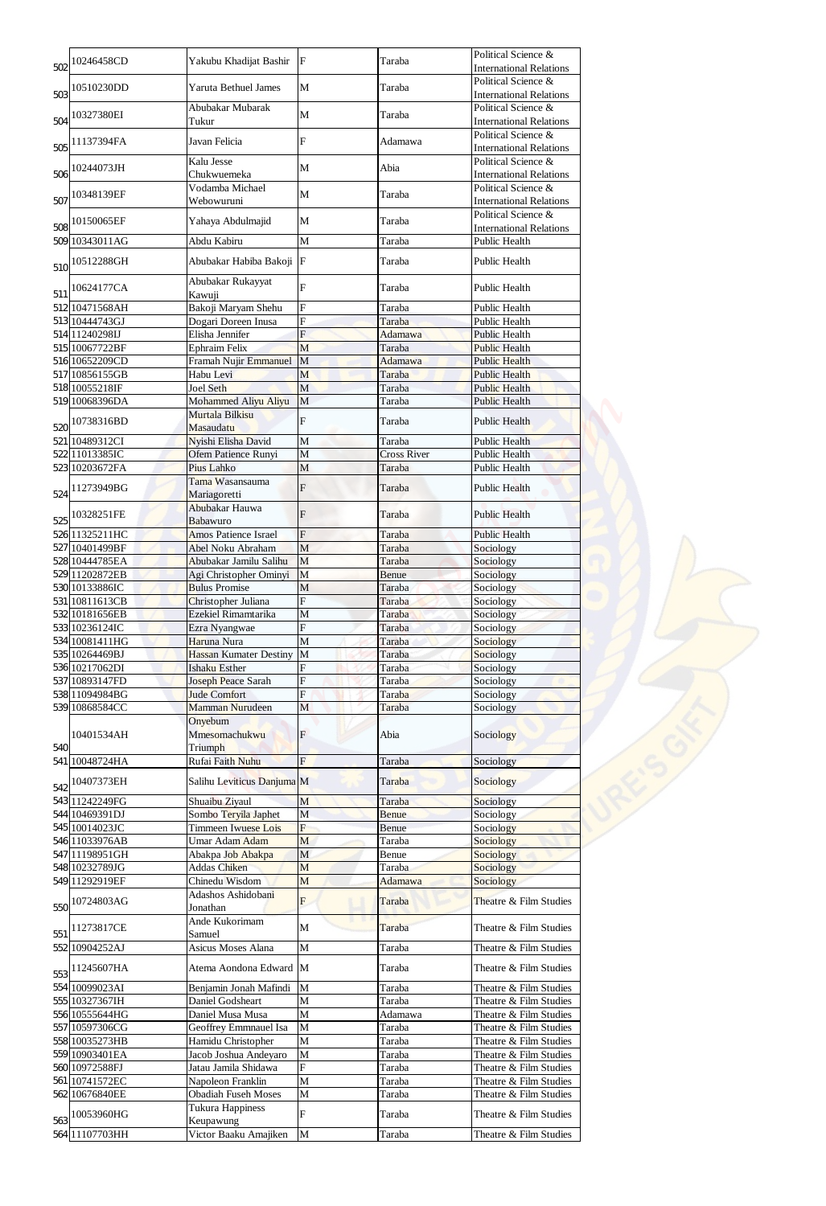| | | | | | |
|---|---|---|---|---|---|
| 502 | 10246458CD | Yakubu Khadijat Bashir | F | Taraba | Political Science & International Relations |
| 503 | 10510230DD | Yaruta Bethuel James | M | Taraba | Political Science & International Relations |
| 504 | 10327380EI | Abubakar Mubarak Tukur | M | Taraba | Political Science & International Relations |
| 505 | 11137394FA | Javan Felicia | F | Adamawa | Political Science & International Relations |
| 506 | 10244073JH | Kalu Jesse Chukwuemeka | M | Abia | Political Science & International Relations |
| 507 | 10348139EF | Vodamba Michael Webowuruni | M | Taraba | Political Science & International Relations |
| 508 | 10150065EF | Yahaya Abdulmajid | M | Taraba | Political Science & International Relations |
| 509 | 10343011AG | Abdu Kabiru | M | Taraba | Public Health |
| 510 | 10512288GH | Abubakar Habiba Bakoji | F | Taraba | Public Health |
| 511 | 10624177CA | Abubakar Rukayyat Kawuji | F | Taraba | Public Health |
| 512 | 10471568AH | Bakoji Maryam Shehu | F | Taraba | Public Health |
| 513 | 10444743GJ | Dogari Doreen Inusa | F | Taraba | Public Health |
| 514 | 11240298IJ | Elisha Jennifer | F | Adamawa | Public Health |
| 515 | 10067722BF | Ephraim Felix | M | Taraba | Public Health |
| 516 | 10652209CD | Framah Nujir Emmanuel | M | Adamawa | Public Health |
| 517 | 10856155GB | Habu Levi | M | Taraba | Public Health |
| 518 | 10055218IF | Joel Seth | M | Taraba | Public Health |
| 519 | 10068396DA | Mohammed Aliyu Aliyu | M | Taraba | Public Health |
| 520 | 10738316BD | Murtala Bilkisu Masaudatu | F | Taraba | Public Health |
| 521 | 10489312CI | Nyishi Elisha David | M | Taraba | Public Health |
| 522 | 11013385IC | Ofem Patience Runyi | M | Cross River | Public Health |
| 523 | 10203672FA | Pius Lahko | M | Taraba | Public Health |
| 524 | 11273949BG | Tama Wasansauma Mariagoretti | F | Taraba | Public Health |
| 525 | 10328251FE | Abubakar Hauwa Babawuro | F | Taraba | Public Health |
| 526 | 11325211HC | Amos Patience Israel | F | Taraba | Public Health |
| 527 | 10401499BF | Abel Noku Abraham | M | Taraba | Sociology |
| 528 | 10444785EA | Abubakar Jamilu Salihu | M | Taraba | Sociology |
| 529 | 11202872EB | Agi Christopher Ominyi | M | Benue | Sociology |
| 530 | 10133886IC | Bulus Promise | M | Taraba | Sociology |
| 531 | 10811613CB | Christopher Juliana | F | Taraba | Sociology |
| 532 | 10181656EB | Ezekiel Rimamtarika | M | Taraba | Sociology |
| 533 | 10236124IC | Ezra Nyangwae | F | Taraba | Sociology |
| 534 | 10081411HG | Haruna Nura | M | Taraba | Sociology |
| 535 | 10264469BJ | Hassan Kumater Destiny | M | Taraba | Sociology |
| 536 | 10217062DI | Ishaku Esther | F | Taraba | Sociology |
| 537 | 10893147FD | Joseph Peace Sarah | F | Taraba | Sociology |
| 538 | 11094984BG | Jude Comfort | F | Taraba | Sociology |
| 539 | 10868584CC | Mamman Nurudeen | M | Taraba | Sociology |
| 540 | 10401534AH | Onyebum Mmesomachukwu Triumph | F | Abia | Sociology |
| 541 | 10048724HA | Rufai Faith Nuhu | F | Taraba | Sociology |
| 542 | 10407373EH | Salihu Leviticus Danjuma | M | Taraba | Sociology |
| 543 | 11242249FG | Shuaibu Ziyaul | M | Taraba | Sociology |
| 544 | 10469391DJ | Sombo Teryila Japhet | M | Benue | Sociology |
| 545 | 10014023JC | Timmeen Iwuese Lois | F | Benue | Sociology |
| 546 | 11033976AB | Umar Adam Adam | M | Taraba | Sociology |
| 547 | 11198951GH | Abakpa Job Abakpa | M | Benue | Sociology |
| 548 | 10232789JG | Addas Chiken | M | Taraba | Sociology |
| 549 | 11292919EF | Chinedu Wisdom | M | Adamawa | Sociology |
| 550 | 10724803AG | Adashos Ashidobani Jonathan | F | Taraba | Theatre & Film Studies |
| 551 | 11273817CE | Ande Kukorimam Samuel | M | Taraba | Theatre & Film Studies |
| 552 | 10904252AJ | Asicus Moses Alana | M | Taraba | Theatre & Film Studies |
| 553 | 11245607HA | Atema Aondona Edward | M | Taraba | Theatre & Film Studies |
| 554 | 10099023AI | Benjamin Jonah Mafindi | M | Taraba | Theatre & Film Studies |
| 555 | 10327367IH | Daniel Godsheart | M | Taraba | Theatre & Film Studies |
| 556 | 10555644HG | Daniel Musa Musa | M | Adamawa | Theatre & Film Studies |
| 557 | 10597306CG | Geoffrey Emmnauel Isa | M | Taraba | Theatre & Film Studies |
| 558 | 10035273HB | Hamidu Christopher | M | Taraba | Theatre & Film Studies |
| 559 | 10903401EA | Jacob Joshua Andeyaro | M | Taraba | Theatre & Film Studies |
| 560 | 10972588FJ | Jatau Jamila Shidawa | F | Taraba | Theatre & Film Studies |
| 561 | 10741572EC | Napoleon Franklin | M | Taraba | Theatre & Film Studies |
| 562 | 10676840EE | Obadiah Fuseh Moses | M | Taraba | Theatre & Film Studies |
| 563 | 10053960HG | Tukura Happiness Keupawung | F | Taraba | Theatre & Film Studies |
| 564 | 11107703HH | Victor Baaku Amajiken | M | Taraba | Theatre & Film Studies |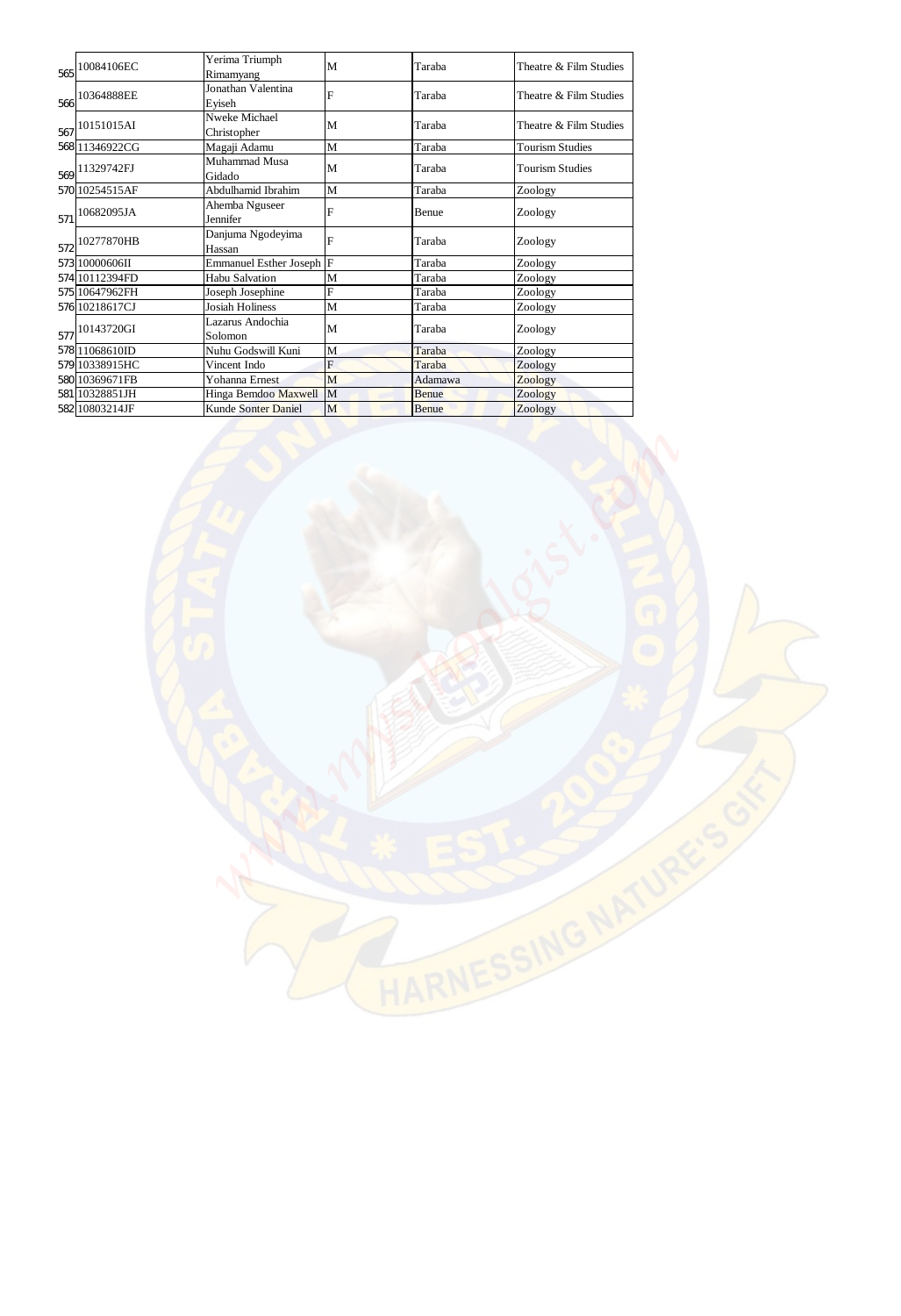| | | | | | |
|---|---|---|---|---|---|
| 565 | 10084106EC | Yerima Triumph Rimamyang | M | Taraba | Theatre & Film Studies |
| 566 | 10364888EE | Jonathan Valentina Eyiseh | F | Taraba | Theatre & Film Studies |
| 567 | 10151015AI | Nweke Michael Christopher | M | Taraba | Theatre & Film Studies |
| 568 | 11346922CG | Magaji Adamu | M | Taraba | Tourism Studies |
| 569 | 11329742FJ | Muhammad Musa Gidado | M | Taraba | Tourism Studies |
| 570 | 10254515AF | Abdulhamid Ibrahim | M | Taraba | Zoology |
| 571 | 10682095JA | Ahemba Nguseer Jennifer | F | Benue | Zoology |
| 572 | 10277870HB | Danjuma Ngodeyima Hassan | F | Taraba | Zoology |
| 573 | 10000606II | Emmanuel Esther Joseph | F | Taraba | Zoology |
| 574 | 10112394FD | Habu Salvation | M | Taraba | Zoology |
| 575 | 10647962FH | Joseph Josephine | F | Taraba | Zoology |
| 576 | 10218617CJ | Josiah Holiness | M | Taraba | Zoology |
| 577 | 10143720GI | Lazarus Andochia Solomon | M | Taraba | Zoology |
| 578 | 11068610ID | Nuhu Godswill Kuni | M | Taraba | Zoology |
| 579 | 10338915HC | Vincent Indo | F | Taraba | Zoology |
| 580 | 10369671FB | Yohanna Ernest | M | Adamawa | Zoology |
| 581 | 10328851JH | Hinga Bemdoo Maxwell | M | Benue | Zoology |
| 582 | 10803214JF | Kunde Sonter Daniel | M | Benue | Zoology |